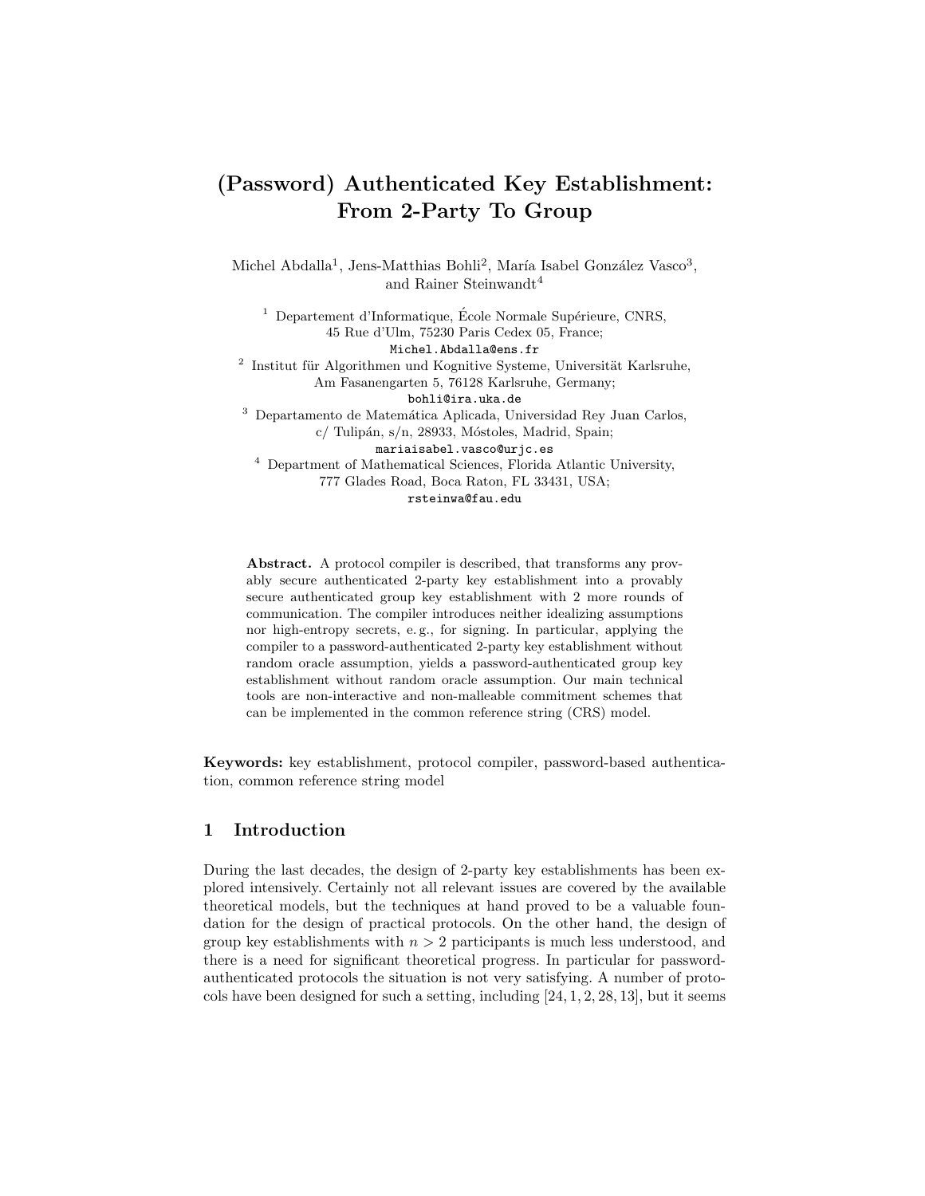# (Password) Authenticated Key Establishment: From 2-Party To Group

Michel Abdalla[1], Jens-Matthias Bohli[2], María Isabel González Vasco[3], and Rainer Steinwandt[4]

[1] Departement d'Informatique, École Normale Supérieure, CNRS, 45 Rue d'Ulm, 75230 Paris Cedex 05, France;
Michel.Abdalla@ens.fr

[2] Institut für Algorithmen und Kognitive Systeme, Universität Karlsruhe, Am Fasanengarten 5, 76128 Karlsruhe, Germany;
bohli@ira.uka.de

[3] Departamento de Matemática Aplicada, Universidad Rey Juan Carlos, c/ Tulipán, s/n, 28933, Móstoles, Madrid, Spain;
mariaisabel.vasco@urjc.es

[4] Department of Mathematical Sciences, Florida Atlantic University, 777 Glades Road, Boca Raton, FL 33431, USA;
rsteinwa@fau.edu

**Abstract.** A protocol compiler is described, that transforms any provably secure authenticated 2-party key establishment into a provably secure authenticated group key establishment with 2 more rounds of communication. The compiler introduces neither idealizing assumptions nor high-entropy secrets, e. g., for signing. In particular, applying the compiler to a password-authenticated 2-party key establishment without random oracle assumption, yields a password-authenticated group key establishment without random oracle assumption. Our main technical tools are non-interactive and non-malleable commitment schemes that can be implemented in the common reference string (CRS) model.

**Keywords:** key establishment, protocol compiler, password-based authentication, common reference string model

## 1 Introduction

During the last decades, the design of 2-party key establishments has been explored intensively. Certainly not all relevant issues are covered by the available theoretical models, but the techniques at hand proved to be a valuable foundation for the design of practical protocols. On the other hand, the design of group key establishments with $n > 2$ participants is much less understood, and there is a need for significant theoretical progress. In particular for password-authenticated protocols the situation is not very satisfying. A number of protocols have been designed for such a setting, including [24, 1, 2, 28, 13], but it seems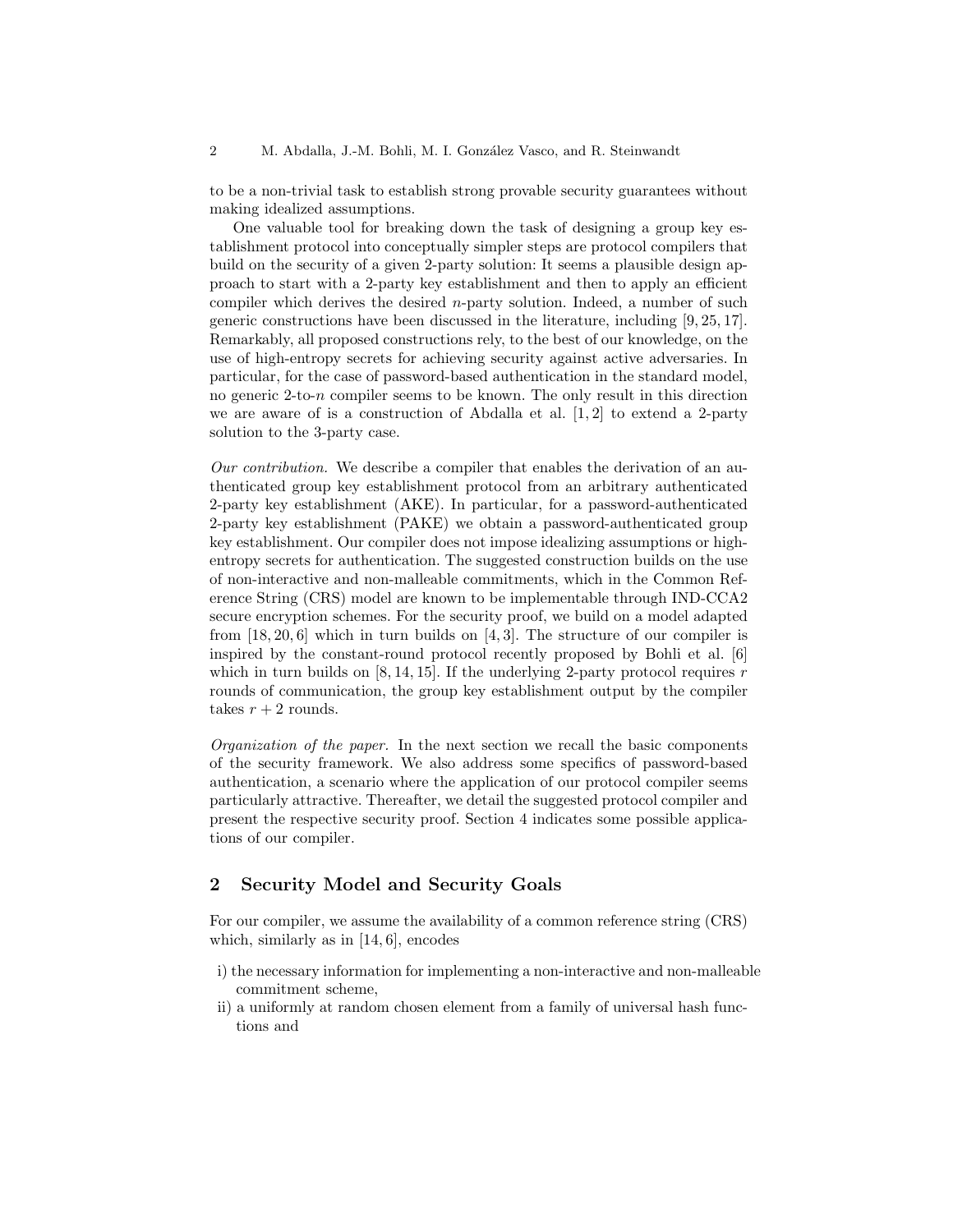to be a non-trivial task to establish strong provable security guarantees without making idealized assumptions.

One valuable tool for breaking down the task of designing a group key establishment protocol into conceptually simpler steps are protocol compilers that build on the security of a given 2-party solution: It seems a plausible design approach to start with a 2-party key establishment and then to apply an efficient compiler which derives the desired $n$-party solution. Indeed, a number of such generic constructions have been discussed in the literature, including [9, 25, 17]. Remarkably, all proposed constructions rely, to the best of our knowledge, on the use of high-entropy secrets for achieving security against active adversaries. In particular, for the case of password-based authentication in the standard model, no generic 2-to-$n$ compiler seems to be known. The only result in this direction we are aware of is a construction of Abdalla et al. [1, 2] to extend a 2-party solution to the 3-party case.

*Our contribution.* We describe a compiler that enables the derivation of an authenticated group key establishment protocol from an arbitrary authenticated 2-party key establishment (AKE). In particular, for a password-authenticated 2-party key establishment (PAKE) we obtain a password-authenticated group key establishment. Our compiler does not impose idealizing assumptions or high-entropy secrets for authentication. The suggested construction builds on the use of non-interactive and non-malleable commitments, which in the Common Reference String (CRS) model are known to be implementable through IND-CCA2 secure encryption schemes. For the security proof, we build on a model adapted from [18, 20, 6] which in turn builds on [4, 3]. The structure of our compiler is inspired by the constant-round protocol recently proposed by Bohli et al. [6] which in turn builds on [8, 14, 15]. If the underlying 2-party protocol requires $r$ rounds of communication, the group key establishment output by the compiler takes $r + 2$ rounds.

*Organization of the paper.* In the next section we recall the basic components of the security framework. We also address some specifics of password-based authentication, a scenario where the application of our protocol compiler seems particularly attractive. Thereafter, we detail the suggested protocol compiler and present the respective security proof. Section 4 indicates some possible applications of our compiler.

## 2 Security Model and Security Goals

For our compiler, we assume the availability of a common reference string (CRS) which, similarly as in [14, 6], encodes

i) the necessary information for implementing a non-interactive and non-malleable commitment scheme,
ii) a uniformly at random chosen element from a family of universal hash functions and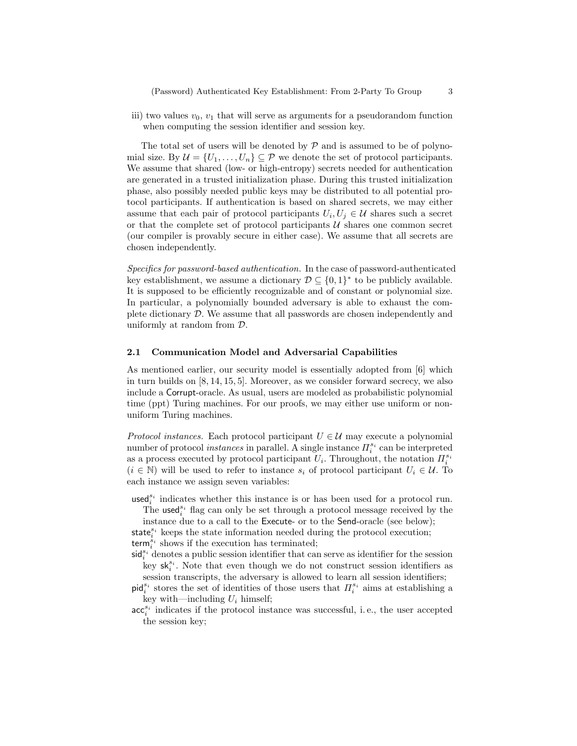iii) two values $v_0$, $v_1$ that will serve as arguments for a pseudorandom function when computing the session identifier and session key.

The total set of users will be denoted by $\mathcal{P}$ and is assumed to be of polynomial size. By $\mathcal{U} = \{U_1, \ldots, U_n\} \subseteq \mathcal{P}$ we denote the set of protocol participants. We assume that shared (low- or high-entropy) secrets needed for authentication are generated in a trusted initialization phase. During this trusted initialization phase, also possibly needed public keys may be distributed to all potential protocol participants. If authentication is based on shared secrets, we may either assume that each pair of protocol participants $U_i, U_j \in \mathcal{U}$ shares such a secret or that the complete set of protocol participants $\mathcal{U}$ shares one common secret (our compiler is provably secure in either case). We assume that all secrets are chosen independently.

*Specifics for password-based authentication.* In the case of password-authenticated key establishment, we assume a dictionary $\mathcal{D} \subseteq \{0,1\}^*$ to be publicly available. It is supposed to be efficiently recognizable and of constant or polynomial size. In particular, a polynomially bounded adversary is able to exhaust the complete dictionary $\mathcal{D}$. We assume that all passwords are chosen independently and uniformly at random from $\mathcal{D}$.

### 2.1 Communication Model and Adversarial Capabilities

As mentioned earlier, our security model is essentially adopted from [6] which in turn builds on [8, 14, 15, 5]. Moreover, as we consider forward secrecy, we also include a Corrupt-oracle. As usual, users are modeled as probabilistic polynomial time (ppt) Turing machines. For our proofs, we may either use uniform or non-uniform Turing machines.

*Protocol instances.* Each protocol participant $U \in \mathcal{U}$ may execute a polynomial number of protocol *instances* in parallel. A single instance $\Pi_i^{s_i}$ can be interpreted as a process executed by protocol participant $U_i$. Throughout, the notation $\Pi_i^{s_i}$ ($i \in \mathbb{N}$) will be used to refer to instance $s_i$ of protocol participant $U_i \in \mathcal{U}$. To each instance we assign seven variables:

- $\mathsf{used}_i^{s_i}$ indicates whether this instance is or has been used for a protocol run. The $\mathsf{used}_i^{s_i}$ flag can only be set through a protocol message received by the instance due to a call to the Execute- or to the Send-oracle (see below);
- $\mathsf{state}_i^{s_i}$ keeps the state information needed during the protocol execution;
- $\mathsf{term}_i^{s_i}$ shows if the execution has terminated;
- $\mathsf{sid}_i^{s_i}$ denotes a public session identifier that can serve as identifier for the session key $\mathsf{sk}_i^{s_i}$. Note that even though we do not construct session identifiers as session transcripts, the adversary is allowed to learn all session identifiers;
- $\mathsf{pid}_i^{s_i}$ stores the set of identities of those users that $\Pi_i^{s_i}$ aims at establishing a key with—including $U_i$ himself;
- $\mathsf{acc}_i^{s_i}$ indicates if the protocol instance was successful, i. e., the user accepted the session key;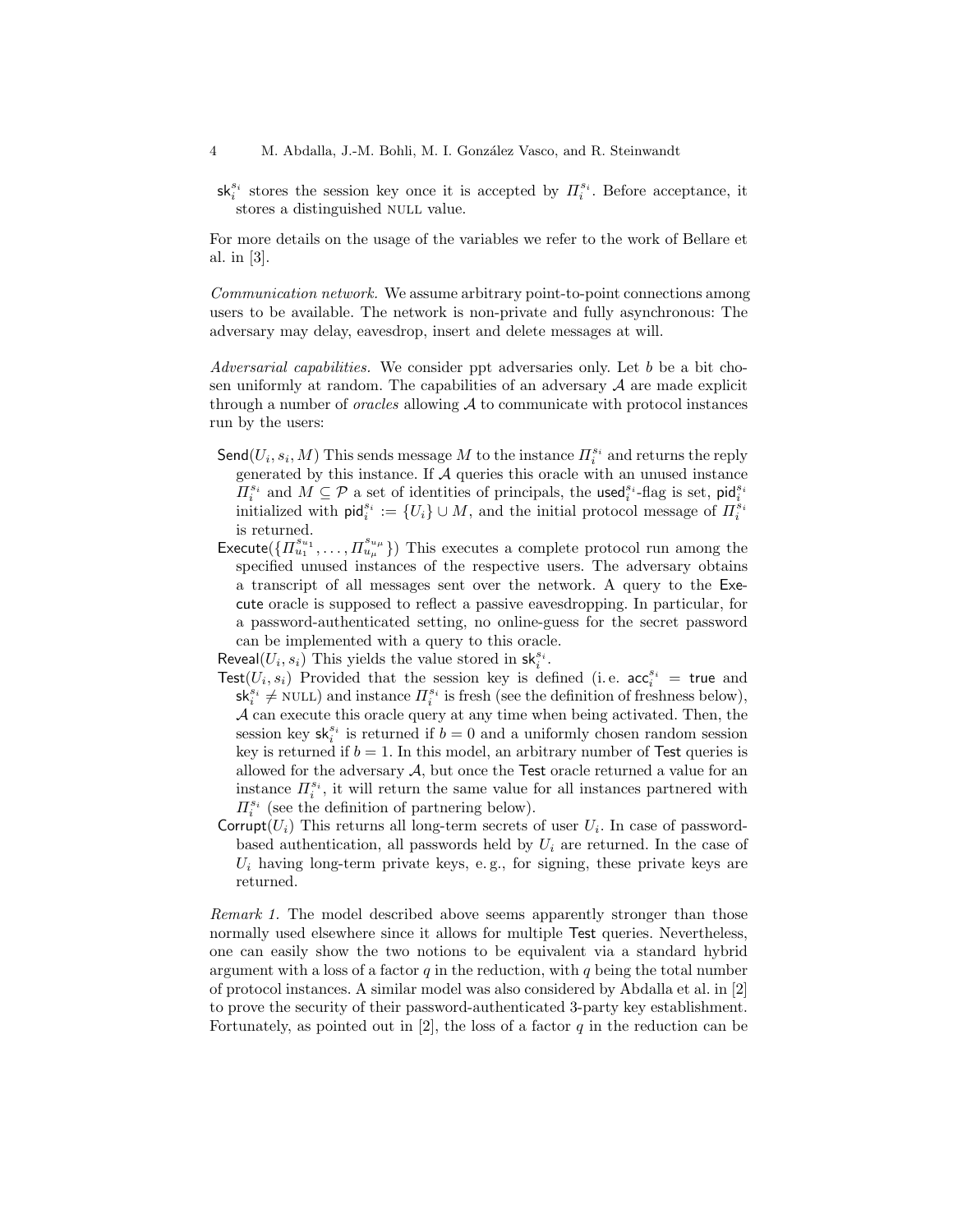$\mathsf{sk}_i^{s_i}$ stores the session key once it is accepted by $\Pi_i^{s_i}$. Before acceptance, it stores a distinguished NULL value.

For more details on the usage of the variables we refer to the work of Bellare et al. in [3].

*Communication network.* We assume arbitrary point-to-point connections among users to be available. The network is non-private and fully asynchronous: The adversary may delay, eavesdrop, insert and delete messages at will.

*Adversarial capabilities.* We consider ppt adversaries only. Let $b$ be a bit chosen uniformly at random. The capabilities of an adversary $\mathcal{A}$ are made explicit through a number of *oracles* allowing $\mathcal{A}$ to communicate with protocol instances run by the users:

- $\mathsf{Send}(U_i, s_i, M)$ This sends message $M$ to the instance $\Pi_i^{s_i}$ and returns the reply generated by this instance. If $\mathcal{A}$ queries this oracle with an unused instance $\Pi_i^{s_i}$ and $M \subseteq \mathcal{P}$ a set of identities of principals, the $\mathsf{used}_i^{s_i}$-flag is set, $\mathsf{pid}_i^{s_i}$ initialized with $\mathsf{pid}_i^{s_i} := \{U_i\} \cup M$, and the initial protocol message of $\Pi_i^{s_i}$ is returned.
- $\mathsf{Execute}(\{\Pi_{u_1}^{s_{u_1}}, \ldots, \Pi_{u_\mu}^{s_{u_\mu}}\})$ This executes a complete protocol run among the specified unused instances of the respective users. The adversary obtains a transcript of all messages sent over the network. A query to the Execute oracle is supposed to reflect a passive eavesdropping. In particular, for a password-authenticated setting, no online-guess for the secret password can be implemented with a query to this oracle.
- $\mathsf{Reveal}(U_i, s_i)$ This yields the value stored in $\mathsf{sk}_i^{s_i}$.
- $\mathsf{Test}(U_i, s_i)$ Provided that the session key is defined (i. e. $\mathsf{acc}_i^{s_i} = \mathsf{true}$ and $\mathsf{sk}_i^{s_i} \neq \text{NULL}$) and instance $\Pi_i^{s_i}$ is fresh (see the definition of freshness below), $\mathcal{A}$ can execute this oracle query at any time when being activated. Then, the session key $\mathsf{sk}_i^{s_i}$ is returned if $b = 0$ and a uniformly chosen random session key is returned if $b = 1$. In this model, an arbitrary number of Test queries is allowed for the adversary $\mathcal{A}$, but once the Test oracle returned a value for an instance $\Pi_i^{s_i}$, it will return the same value for all instances partnered with $\Pi_i^{s_i}$ (see the definition of partnering below).
- $\mathsf{Corrupt}(U_i)$ This returns all long-term secrets of user $U_i$. In case of password-based authentication, all passwords held by $U_i$ are returned. In the case of $U_i$ having long-term private keys, e. g., for signing, these private keys are returned.

*Remark 1.* The model described above seems apparently stronger than those normally used elsewhere since it allows for multiple Test queries. Nevertheless, one can easily show the two notions to be equivalent via a standard hybrid argument with a loss of a factor $q$ in the reduction, with $q$ being the total number of protocol instances. A similar model was also considered by Abdalla et al. in [2] to prove the security of their password-authenticated 3-party key establishment. Fortunately, as pointed out in [2], the loss of a factor $q$ in the reduction can be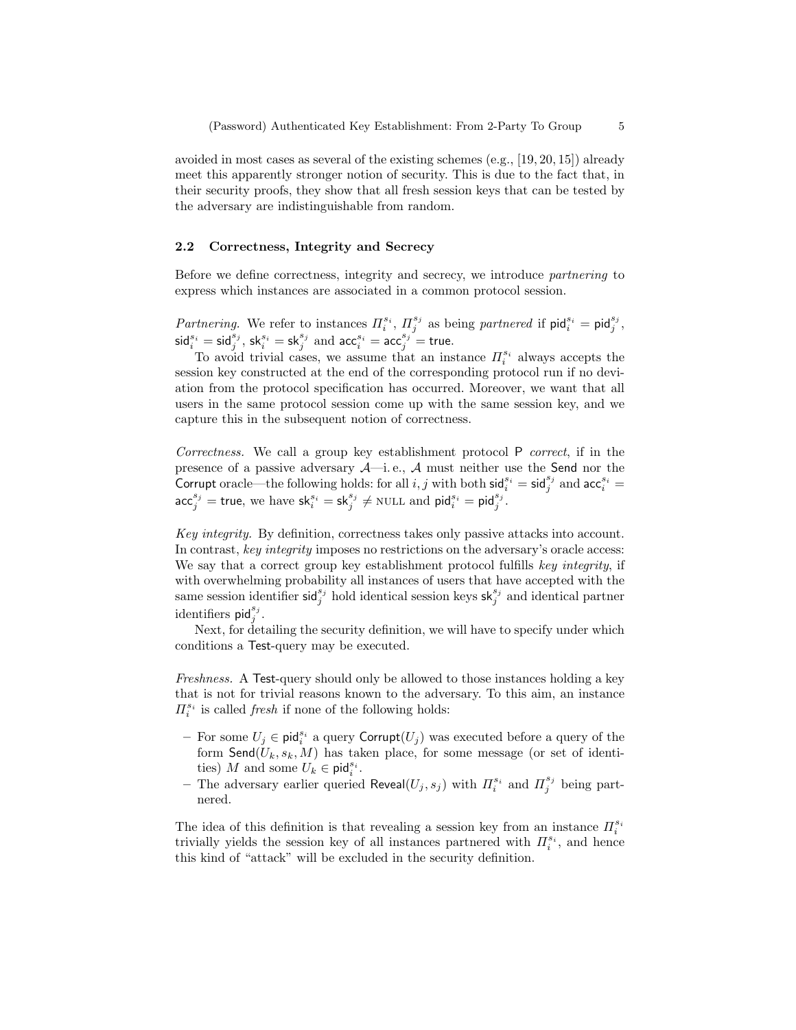avoided in most cases as several of the existing schemes (e.g., [19, 20, 15]) already meet this apparently stronger notion of security. This is due to the fact that, in their security proofs, they show that all fresh session keys that can be tested by the adversary are indistinguishable from random.

### 2.2 Correctness, Integrity and Secrecy

Before we define correctness, integrity and secrecy, we introduce *partnering* to express which instances are associated in a common protocol session.

*Partnering.* We refer to instances $\Pi_i^{s_i}$, $\Pi_j^{s_j}$ as being *partnered* if $\mathsf{pid}_i^{s_i} = \mathsf{pid}_j^{s_j}$, $\mathsf{sid}_i^{s_i} = \mathsf{sid}_j^{s_j}$, $\mathsf{sk}_i^{s_i} = \mathsf{sk}_j^{s_j}$ and $\mathsf{acc}_i^{s_i} = \mathsf{acc}_j^{s_j} = \mathsf{true}$.

To avoid trivial cases, we assume that an instance $\Pi_i^{s_i}$ always accepts the session key constructed at the end of the corresponding protocol run if no deviation from the protocol specification has occurred. Moreover, we want that all users in the same protocol session come up with the same session key, and we capture this in the subsequent notion of correctness.

*Correctness.* We call a group key establishment protocol $\mathsf{P}$ *correct*, if in the presence of a passive adversary $\mathcal{A}$—i. e., $\mathcal{A}$ must neither use the $\mathsf{Send}$ nor the $\mathsf{Corrupt}$ oracle—the following holds: for all $i, j$ with both $\mathsf{sid}_i^{s_i} = \mathsf{sid}_j^{s_j}$ and $\mathsf{acc}_i^{s_i} = \mathsf{acc}_j^{s_j} = \mathsf{true}$, we have $\mathsf{sk}_i^{s_i} = \mathsf{sk}_j^{s_j} \neq \text{NULL}$ and $\mathsf{pid}_i^{s_i} = \mathsf{pid}_j^{s_j}$.

*Key integrity.* By definition, correctness takes only passive attacks into account. In contrast, *key integrity* imposes no restrictions on the adversary's oracle access: We say that a correct group key establishment protocol fulfills *key integrity*, if with overwhelming probability all instances of users that have accepted with the same session identifier $\mathsf{sid}_j^{s_j}$ hold identical session keys $\mathsf{sk}_j^{s_j}$ and identical partner identifiers $\mathsf{pid}_j^{s_j}$.

Next, for detailing the security definition, we will have to specify under which conditions a $\mathsf{Test}$-query may be executed.

*Freshness.* A $\mathsf{Test}$-query should only be allowed to those instances holding a key that is not for trivial reasons known to the adversary. To this aim, an instance $\Pi_i^{s_i}$ is called *fresh* if none of the following holds:

- For some $U_j \in \mathsf{pid}_i^{s_i}$ a query $\mathsf{Corrupt}(U_j)$ was executed before a query of the form $\mathsf{Send}(U_k, s_k, M)$ has taken place, for some message (or set of identities) $M$ and some $U_k \in \mathsf{pid}_i^{s_i}$.
- The adversary earlier queried $\mathsf{Reveal}(U_j, s_j)$ with $\Pi_i^{s_i}$ and $\Pi_j^{s_j}$ being partnered.

The idea of this definition is that revealing a session key from an instance $\Pi_i^{s_i}$ trivially yields the session key of all instances partnered with $\Pi_i^{s_i}$, and hence this kind of "attack" will be excluded in the security definition.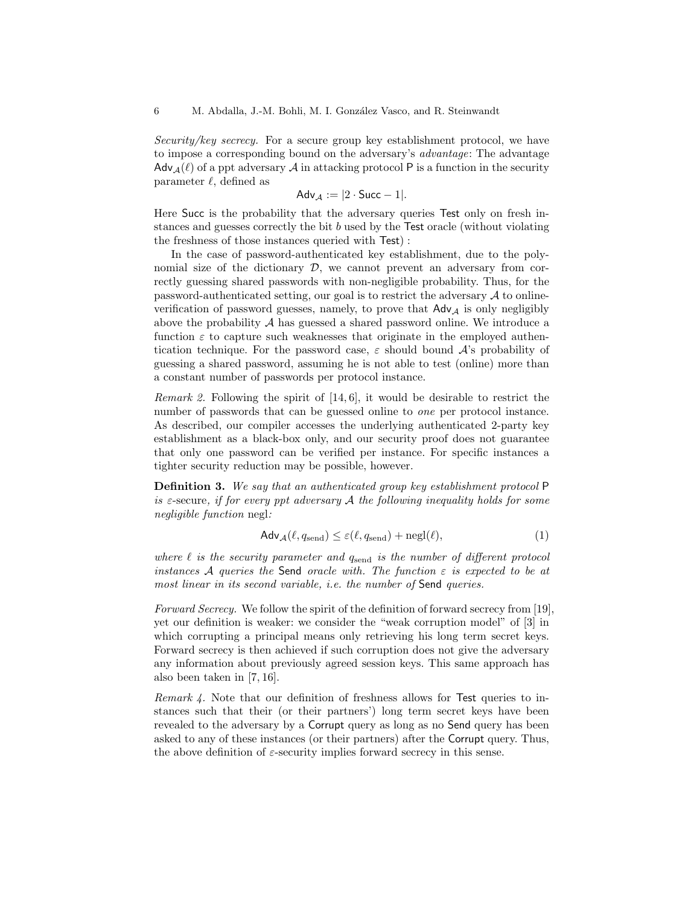*Security/key secrecy.* For a secure group key establishment protocol, we have to impose a corresponding bound on the adversary's *advantage*: The advantage $\mathsf{Adv}_{\mathcal{A}}(\ell)$ of a ppt adversary $\mathcal{A}$ in attacking protocol $\mathsf{P}$ is a function in the security parameter $\ell$, defined as

$$\mathsf{Adv}_{\mathcal{A}} := |2 \cdot \mathsf{Succ} - 1|.$$

Here $\mathsf{Succ}$ is the probability that the adversary queries $\mathsf{Test}$ only on fresh instances and guesses correctly the bit $b$ used by the $\mathsf{Test}$ oracle (without violating the freshness of those instances queried with $\mathsf{Test}$) :

In the case of password-authenticated key establishment, due to the polynomial size of the dictionary $\mathcal{D}$, we cannot prevent an adversary from correctly guessing shared passwords with non-negligible probability. Thus, for the password-authenticated setting, our goal is to restrict the adversary $\mathcal{A}$ to online-verification of password guesses, namely, to prove that $\mathsf{Adv}_{\mathcal{A}}$ is only negligibly above the probability $\mathcal{A}$ has guessed a shared password online. We introduce a function $\varepsilon$ to capture such weaknesses that originate in the employed authentication technique. For the password case, $\varepsilon$ should bound $\mathcal{A}$'s probability of guessing a shared password, assuming he is not able to test (online) more than a constant number of passwords per protocol instance.

*Remark 2.* Following the spirit of [14, 6], it would be desirable to restrict the number of passwords that can be guessed online to *one* per protocol instance. As described, our compiler accesses the underlying authenticated 2-party key establishment as a black-box only, and our security proof does not guarantee that only one password can be verified per instance. For specific instances a tighter security reduction may be possible, however.

**Definition 3.** *We say that an authenticated group key establishment protocol* $\mathsf{P}$ *is* $\varepsilon$*-secure, if for every ppt adversary* $\mathcal{A}$ *the following inequality holds for some negligible function* negl*:*

$$\mathsf{Adv}_{\mathcal{A}}(\ell, q_{\text{send}}) \leq \varepsilon(\ell, q_{\text{send}}) + \text{negl}(\ell), \tag{1}$$

*where* $\ell$ *is the security parameter and* $q_{\text{send}}$ *is the number of different protocol instances* $\mathcal{A}$ *queries the* $\mathsf{Send}$ *oracle with. The function* $\varepsilon$ *is expected to be at most linear in its second variable, i.e. the number of* $\mathsf{Send}$ *queries.*

*Forward Secrecy.* We follow the spirit of the definition of forward secrecy from [19], yet our definition is weaker: we consider the "weak corruption model" of [3] in which corrupting a principal means only retrieving his long term secret keys. Forward secrecy is then achieved if such corruption does not give the adversary any information about previously agreed session keys. This same approach has also been taken in [7, 16].

*Remark 4.* Note that our definition of freshness allows for $\mathsf{Test}$ queries to instances such that their (or their partners') long term secret keys have been revealed to the adversary by a $\mathsf{Corrupt}$ query as long as no $\mathsf{Send}$ query has been asked to any of these instances (or their partners) after the $\mathsf{Corrupt}$ query. Thus, the above definition of $\varepsilon$-security implies forward secrecy in this sense.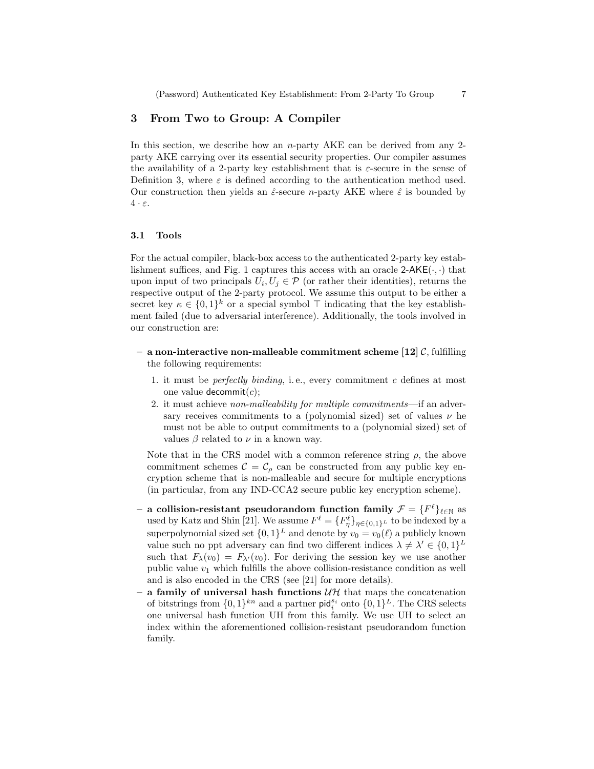## 3 From Two to Group: A Compiler

In this section, we describe how an $n$-party AKE can be derived from any 2-party AKE carrying over its essential security properties. Our compiler assumes the availability of a 2-party key establishment that is $\varepsilon$-secure in the sense of Definition 3, where $\varepsilon$ is defined according to the authentication method used. Our construction then yields an $\hat{\varepsilon}$-secure $n$-party AKE where $\hat{\varepsilon}$ is bounded by $4 \cdot \varepsilon$.

### 3.1 Tools

For the actual compiler, black-box access to the authenticated 2-party key establishment suffices, and Fig. 1 captures this access with an oracle $\mathsf{2\text{-}AKE}(\cdot, \cdot)$ that upon input of two principals $U_i, U_j \in \mathcal{P}$ (or rather their identities), returns the respective output of the 2-party protocol. We assume this output to be either a secret key $\kappa \in \{0,1\}^k$ or a special symbol $\top$ indicating that the key establishment failed (due to adversarial interference). Additionally, the tools involved in our construction are:

- **a non-interactive non-malleable commitment scheme [12]** $\mathcal{C}$, fulfilling the following requirements:
  1. it must be *perfectly binding*, i. e., every commitment $c$ defines at most one value $\mathsf{decommit}(c)$;
  2. it must achieve *non-malleability for multiple commitments*—if an adversary receives commitments to a (polynomial sized) set of values $\nu$ he must not be able to output commitments to a (polynomial sized) set of values $\beta$ related to $\nu$ in a known way.

  Note that in the CRS model with a common reference string $\rho$, the above commitment schemes $\mathcal{C} = \mathcal{C}_\rho$ can be constructed from any public key encryption scheme that is non-malleable and secure for multiple encryptions (in particular, from any IND-CCA2 secure public key encryption scheme).
- **a collision-resistant pseudorandom function family** $\mathcal{F} = \{F^\ell\}_{\ell \in \mathbb{N}}$ as used by Katz and Shin [21]. We assume $F^\ell = \{F^\ell_\eta\}_{\eta \in \{0,1\}^L}$ to be indexed by a superpolynomial sized set $\{0,1\}^L$ and denote by $v_0 = v_0(\ell)$ a publicly known value such no ppt adversary can find two different indices $\lambda \neq \lambda' \in \{0,1\}^L$ such that $F_\lambda(v_0) = F_{\lambda'}(v_0)$. For deriving the session key we use another public value $v_1$ which fulfills the above collision-resistance condition as well and is also encoded in the CRS (see [21] for more details).
- **a family of universal hash functions** $\mathcal{UH}$ that maps the concatenation of bitstrings from $\{0,1\}^{kn}$ and a partner $\mathsf{pid}_i^{s_i}$ onto $\{0,1\}^L$. The CRS selects one universal hash function UH from this family. We use UH to select an index within the aforementioned collision-resistant pseudorandom function family.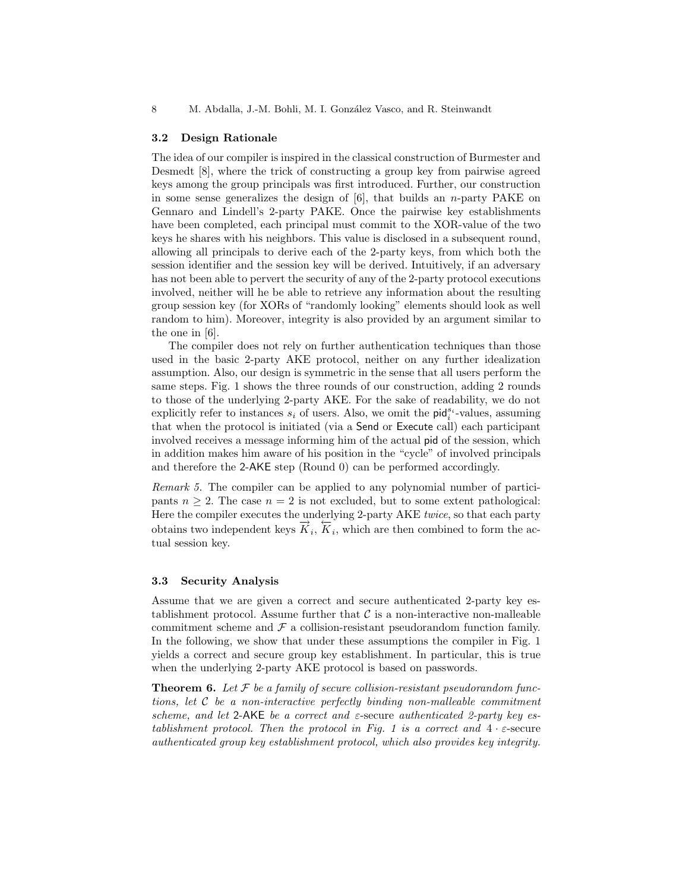### 3.2 Design Rationale

The idea of our compiler is inspired in the classical construction of Burmester and Desmedt [8], where the trick of constructing a group key from pairwise agreed keys among the group principals was first introduced. Further, our construction in some sense generalizes the design of [6], that builds an $n$-party PAKE on Gennaro and Lindell's 2-party PAKE. Once the pairwise key establishments have been completed, each principal must commit to the XOR-value of the two keys he shares with his neighbors. This value is disclosed in a subsequent round, allowing all principals to derive each of the 2-party keys, from which both the session identifier and the session key will be derived. Intuitively, if an adversary has not been able to pervert the security of any of the 2-party protocol executions involved, neither will he be able to retrieve any information about the resulting group session key (for XORs of "randomly looking" elements should look as well random to him). Moreover, integrity is also provided by an argument similar to the one in [6].

The compiler does not rely on further authentication techniques than those used in the basic 2-party AKE protocol, neither on any further idealization assumption. Also, our design is symmetric in the sense that all users perform the same steps. Fig. 1 shows the three rounds of our construction, adding 2 rounds to those of the underlying 2-party AKE. For the sake of readability, we do not explicitly refer to instances $s_i$ of users. Also, we omit the $\mathsf{pid}_i^{s_i}$-values, assuming that when the protocol is initiated (via a Send or Execute call) each participant involved receives a message informing him of the actual pid of the session, which in addition makes him aware of his position in the "cycle" of involved principals and therefore the 2-AKE step (Round 0) can be performed accordingly.

*Remark 5.* The compiler can be applied to any polynomial number of participants $n \geq 2$. The case $n = 2$ is not excluded, but to some extent pathological: Here the compiler executes the underlying 2-party AKE *twice*, so that each party obtains two independent keys $\overrightarrow{K}_i$, $\overleftarrow{K}_i$, which are then combined to form the actual session key.

### 3.3 Security Analysis

Assume that we are given a correct and secure authenticated 2-party key establishment protocol. Assume further that $\mathcal{C}$ is a non-interactive non-malleable commitment scheme and $\mathcal{F}$ a collision-resistant pseudorandom function family. In the following, we show that under these assumptions the compiler in Fig. 1 yields a correct and secure group key establishment. In particular, this is true when the underlying 2-party AKE protocol is based on passwords.

**Theorem 6.** *Let $\mathcal{F}$ be a family of secure collision-resistant pseudorandom functions, let $\mathcal{C}$ be a non-interactive perfectly binding non-malleable commitment scheme, and let* 2-AKE *be a correct and $\varepsilon$-*secure *authenticated 2-party key establishment protocol. Then the protocol in Fig. 1 is a correct and $4 \cdot \varepsilon$-*secure *authenticated group key establishment protocol, which also provides key integrity.*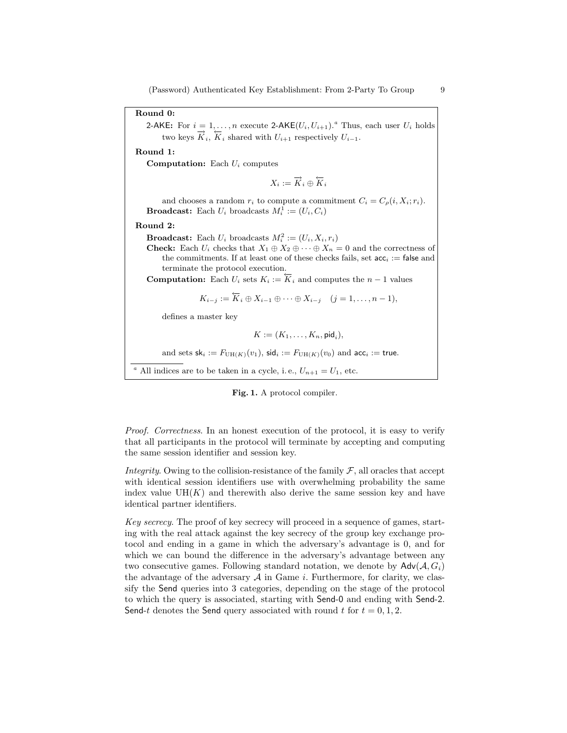**Round 0:**

2-AKE: For $i = 1, \ldots, n$ execute 2-AKE$(U_i, U_{i+1})$.[a] Thus, each user $U_i$ holds two keys $\overrightarrow{K}_i$, $\overleftarrow{K}_i$ shared with $U_{i+1}$ respectively $U_{i-1}$.

**Round 1:**

**Computation:** Each $U_i$ computes

$$X_i := \overrightarrow{K}_i \oplus \overleftarrow{K}_i$$

and chooses a random $r_i$ to compute a commitment $C_i = C_\rho(i, X_i; r_i)$.

**Broadcast:** Each $U_i$ broadcasts $M_i^1 := (U_i, C_i)$

**Round 2:**

**Broadcast:** Each $U_i$ broadcasts $M_i^2 := (U_i, X_i, r_i)$

**Check:** Each $U_i$ checks that $X_1 \oplus X_2 \oplus \cdots \oplus X_n = 0$ and the correctness of the commitments. If at least one of these checks fails, set $\mathsf{acc}_i :=$ false and terminate the protocol execution.

**Computation:** Each $U_i$ sets $K_i := \overleftarrow{K}_i$ and computes the $n-1$ values

$$K_{i-j} := \overleftarrow{K}_i \oplus X_{i-1} \oplus \cdots \oplus X_{i-j} \quad (j = 1, \ldots, n-1),$$

defines a master key

$$K := (K_1, \ldots, K_n, \mathsf{pid}_i),$$

and sets $\mathsf{sk}_i := F_{\mathrm{UH}(K)}(v_1)$, $\mathsf{sid}_i := F_{\mathrm{UH}(K)}(v_0)$ and $\mathsf{acc}_i :=$ true.

[a] All indices are to be taken in a cycle, i. e., $U_{n+1} = U_1$, etc.

**Fig. 1.** A protocol compiler.

*Proof. Correctness.* In an honest execution of the protocol, it is easy to verify that all participants in the protocol will terminate by accepting and computing the same session identifier and session key.

*Integrity.* Owing to the collision-resistance of the family $\mathcal{F}$, all oracles that accept with identical session identifiers use with overwhelming probability the same index value $\mathrm{UH}(K)$ and therewith also derive the same session key and have identical partner identifiers.

*Key secrecy.* The proof of key secrecy will proceed in a sequence of games, starting with the real attack against the key secrecy of the group key exchange protocol and ending in a game in which the adversary's advantage is 0, and for which we can bound the difference in the adversary's advantage between any two consecutive games. Following standard notation, we denote by $\mathsf{Adv}(\mathcal{A}, G_i)$ the advantage of the adversary $\mathcal{A}$ in Game $i$. Furthermore, for clarity, we classify the Send queries into 3 categories, depending on the stage of the protocol to which the query is associated, starting with Send-0 and ending with Send-2. Send-$t$ denotes the Send query associated with round $t$ for $t = 0, 1, 2$.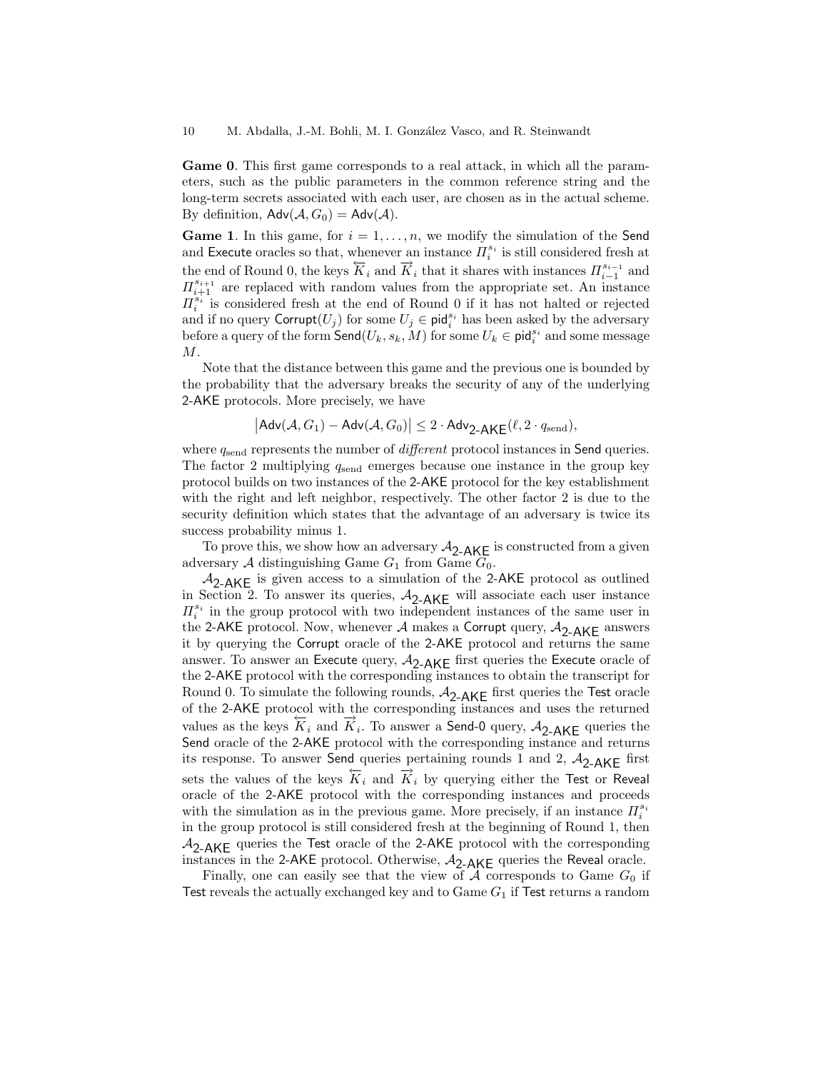**Game 0**. This first game corresponds to a real attack, in which all the parameters, such as the public parameters in the common reference string and the long-term secrets associated with each user, are chosen as in the actual scheme. By definition, $\mathsf{Adv}(\mathcal{A}, G_0) = \mathsf{Adv}(\mathcal{A})$.

**Game 1**. In this game, for $i = 1, \ldots, n$, we modify the simulation of the $\mathsf{Send}$ and $\mathsf{Execute}$ oracles so that, whenever an instance $\Pi_i^{s_i}$ is still considered fresh at the end of Round 0, the keys $\overleftarrow{K}_i$ and $\overrightarrow{K}_i$ that it shares with instances $\Pi_{i-1}^{s_{i-1}}$ and $\Pi_{i+1}^{s_{i+1}}$ are replaced with random values from the appropriate set. An instance $\Pi_i^{s_i}$ is considered fresh at the end of Round 0 if it has not halted or rejected and if no query $\mathsf{Corrupt}(U_j)$ for some $U_j \in \mathsf{pid}_i^{s_i}$ has been asked by the adversary before a query of the form $\mathsf{Send}(U_k, s_k, M)$ for some $U_k \in \mathsf{pid}_i^{s_i}$ and some message $M$.

Note that the distance between this game and the previous one is bounded by the probability that the adversary breaks the security of any of the underlying 2-AKE protocols. More precisely, we have

$$\left|\mathsf{Adv}(\mathcal{A}, G_1) - \mathsf{Adv}(\mathcal{A}, G_0)\right| \leq 2 \cdot \mathsf{Adv}_{\mathsf{2\text{-}AKE}}(\ell, 2 \cdot q_{\text{send}}),$$

where $q_{\text{send}}$ represents the number of *different* protocol instances in $\mathsf{Send}$ queries. The factor 2 multiplying $q_{\text{send}}$ emerges because one instance in the group key protocol builds on two instances of the 2-AKE protocol for the key establishment with the right and left neighbor, respectively. The other factor 2 is due to the security definition which states that the advantage of an adversary is twice its success probability minus 1.

To prove this, we show how an adversary $\mathcal{A}_{\mathsf{2\text{-}AKE}}$ is constructed from a given adversary $\mathcal{A}$ distinguishing Game $G_1$ from Game $G_0$.

$\mathcal{A}_{\mathsf{2\text{-}AKE}}$ is given access to a simulation of the 2-AKE protocol as outlined in Section 2. To answer its queries, $\mathcal{A}_{\mathsf{2\text{-}AKE}}$ will associate each user instance $\Pi_i^{s_i}$ in the group protocol with two independent instances of the same user in the 2-AKE protocol. Now, whenever $\mathcal{A}$ makes a $\mathsf{Corrupt}$ query, $\mathcal{A}_{\mathsf{2\text{-}AKE}}$ answers it by querying the $\mathsf{Corrupt}$ oracle of the 2-AKE protocol and returns the same answer. To answer an $\mathsf{Execute}$ query, $\mathcal{A}_{\mathsf{2\text{-}AKE}}$ first queries the $\mathsf{Execute}$ oracle of the 2-AKE protocol with the corresponding instances to obtain the transcript for Round 0. To simulate the following rounds, $\mathcal{A}_{\mathsf{2\text{-}AKE}}$ first queries the $\mathsf{Test}$ oracle of the 2-AKE protocol with the corresponding instances and uses the returned values as the keys $\overleftarrow{K}_i$ and $\overrightarrow{K}_i$. To answer a $\mathsf{Send\text{-}0}$ query, $\mathcal{A}_{\mathsf{2\text{-}AKE}}$ queries the $\mathsf{Send}$ oracle of the 2-AKE protocol with the corresponding instance and returns its response. To answer $\mathsf{Send}$ queries pertaining rounds 1 and 2, $\mathcal{A}_{\mathsf{2\text{-}AKE}}$ first sets the values of the keys $\overleftarrow{K}_i$ and $\overrightarrow{K}_i$ by querying either the $\mathsf{Test}$ or $\mathsf{Reveal}$ oracle of the 2-AKE protocol with the corresponding instances and proceeds with the simulation as in the previous game. More precisely, if an instance $\Pi_i^{s_i}$ in the group protocol is still considered fresh at the beginning of Round 1, then $\mathcal{A}_{\mathsf{2\text{-}AKE}}$ queries the $\mathsf{Test}$ oracle of the 2-AKE protocol with the corresponding instances in the 2-AKE protocol. Otherwise, $\mathcal{A}_{\mathsf{2\text{-}AKE}}$ queries the $\mathsf{Reveal}$ oracle.

Finally, one can easily see that the view of $\mathcal{A}$ corresponds to Game $G_0$ if $\mathsf{Test}$ reveals the actually exchanged key and to Game $G_1$ if $\mathsf{Test}$ returns a random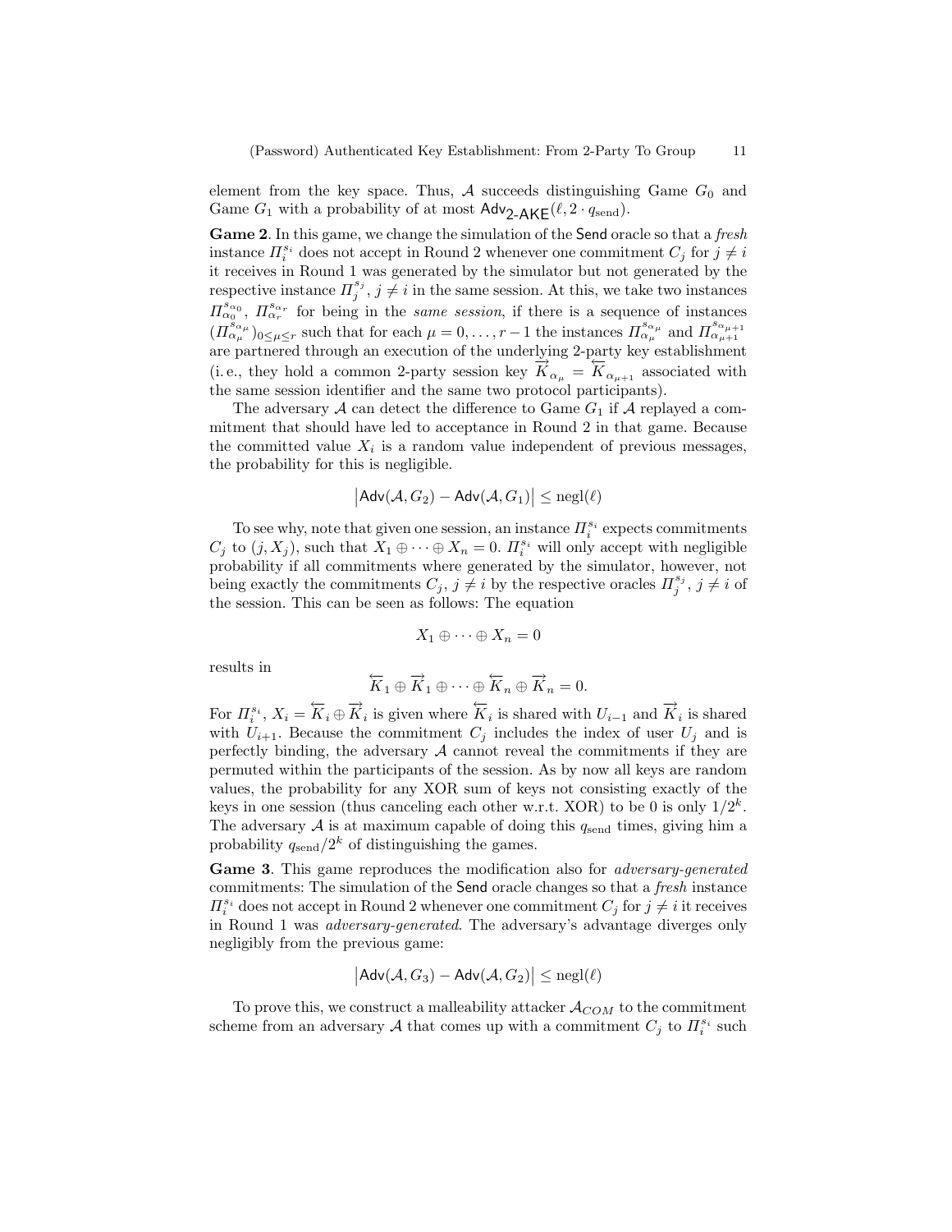element from the key space. Thus, $\mathcal{A}$ succeeds distinguishing Game $G_0$ and Game $G_1$ with a probability of at most $\mathsf{Adv}_{\mathsf{2\text{-}AKE}}(\ell, 2 \cdot q_{\text{send}})$.

**Game 2**. In this game, we change the simulation of the $\mathsf{Send}$ oracle so that a *fresh* instance $\Pi_i^{s_i}$ does not accept in Round 2 whenever one commitment $C_j$ for $j \neq i$ it receives in Round 1 was generated by the simulator but not generated by the respective instance $\Pi_j^{s_j}$, $j \neq i$ in the same session. At this, we take two instances $\Pi_{\alpha_0}^{s_{\alpha_0}}$, $\Pi_{\alpha_r}^{s_{\alpha_r}}$ for being in the *same session*, if there is a sequence of instances $(\Pi_{\alpha_\mu}^{s_{\alpha_\mu}})_{0 \leq \mu \leq r}$ such that for each $\mu = 0, \ldots, r-1$ the instances $\Pi_{\alpha_\mu}^{s_{\alpha_\mu}}$ and $\Pi_{\alpha_{\mu+1}}^{s_{\alpha_{\mu+1}}}$ are partnered through an execution of the underlying 2-party key establishment (i. e., they hold a common 2-party session key $\overrightarrow{K}_{\alpha_\mu} = \overleftarrow{K}_{\alpha_{\mu+1}}$ associated with the same session identifier and the same two protocol participants).

The adversary $\mathcal{A}$ can detect the difference to Game $G_1$ if $\mathcal{A}$ replayed a commitment that should have led to acceptance in Round 2 in that game. Because the committed value $X_i$ is a random value independent of previous messages, the probability for this is negligible.

$$\left|\mathsf{Adv}(\mathcal{A}, G_2) - \mathsf{Adv}(\mathcal{A}, G_1)\right| \leq \text{negl}(\ell)$$

To see why, note that given one session, an instance $\Pi_i^{s_i}$ expects commitments $C_j$ to $(j, X_j)$, such that $X_1 \oplus \cdots \oplus X_n = 0$. $\Pi_i^{s_i}$ will only accept with negligible probability if all commitments where generated by the simulator, however, not being exactly the commitments $C_j$, $j \neq i$ by the respective oracles $\Pi_j^{s_j}$, $j \neq i$ of the session. This can be seen as follows: The equation

$$X_1 \oplus \cdots \oplus X_n = 0$$

results in

$$\overleftarrow{K}_1 \oplus \overrightarrow{K}_1 \oplus \cdots \oplus \overleftarrow{K}_n \oplus \overrightarrow{K}_n = 0.$$

For $\Pi_i^{s_i}$, $X_i = \overleftarrow{K}_i \oplus \overrightarrow{K}_i$ is given where $\overleftarrow{K}_i$ is shared with $U_{i-1}$ and $\overrightarrow{K}_i$ is shared with $U_{i+1}$. Because the commitment $C_j$ includes the index of user $U_j$ and is perfectly binding, the adversary $\mathcal{A}$ cannot reveal the commitments if they are permuted within the participants of the session. As by now all keys are random values, the probability for any XOR sum of keys not consisting exactly of the keys in one session (thus canceling each other w.r.t. XOR) to be 0 is only $1/2^k$. The adversary $\mathcal{A}$ is at maximum capable of doing this $q_{\text{send}}$ times, giving him a probability $q_{\text{send}}/2^k$ of distinguishing the games.

**Game 3**. This game reproduces the modification also for *adversary-generated* commitments: The simulation of the $\mathsf{Send}$ oracle changes so that a *fresh* instance $\Pi_i^{s_i}$ does not accept in Round 2 whenever one commitment $C_j$ for $j \neq i$ it receives in Round 1 was *adversary-generated*. The adversary's advantage diverges only negligibly from the previous game:

$$\left|\mathsf{Adv}(\mathcal{A}, G_3) - \mathsf{Adv}(\mathcal{A}, G_2)\right| \leq \text{negl}(\ell)$$

To prove this, we construct a malleability attacker $\mathcal{A}_{COM}$ to the commitment scheme from an adversary $\mathcal{A}$ that comes up with a commitment $C_j$ to $\Pi_i^{s_i}$ such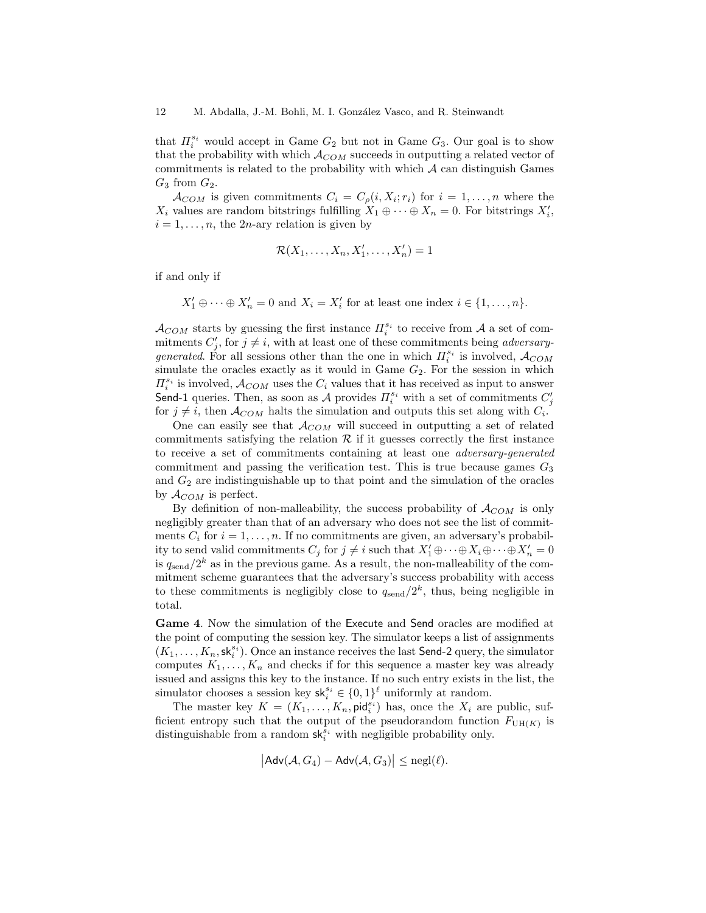that $\Pi_i^{s_i}$ would accept in Game $G_2$ but not in Game $G_3$. Our goal is to show that the probability with which $\mathcal{A}_{COM}$ succeeds in outputting a related vector of commitments is related to the probability with which $\mathcal{A}$ can distinguish Games $G_3$ from $G_2$.

$\mathcal{A}_{COM}$ is given commitments $C_i = C_\rho(i, X_i; r_i)$ for $i = 1, \ldots, n$ where the $X_i$ values are random bitstrings fulfilling $X_1 \oplus \cdots \oplus X_n = 0$. For bitstrings $X_i'$, $i = 1, \ldots, n$, the $2n$-ary relation is given by

$$\mathcal{R}(X_1, \ldots, X_n, X_1', \ldots, X_n') = 1$$

if and only if

$$X_1' \oplus \cdots \oplus X_n' = 0 \text{ and } X_i = X_i' \text{ for at least one index } i \in \{1, \ldots, n\}.$$

$\mathcal{A}_{COM}$ starts by guessing the first instance $\Pi_i^{s_i}$ to receive from $\mathcal{A}$ a set of commitments $C_j'$, for $j \neq i$, with at least one of these commitments being *adversary-generated*. For all sessions other than the one in which $\Pi_i^{s_i}$ is involved, $\mathcal{A}_{COM}$ simulate the oracles exactly as it would in Game $G_2$. For the session in which $\Pi_i^{s_i}$ is involved, $\mathcal{A}_{COM}$ uses the $C_i$ values that it has received as input to answer Send-1 queries. Then, as soon as $\mathcal{A}$ provides $\Pi_i^{s_i}$ with a set of commitments $C_j'$ for $j \neq i$, then $\mathcal{A}_{COM}$ halts the simulation and outputs this set along with $C_i$.

One can easily see that $\mathcal{A}_{COM}$ will succeed in outputting a set of related commitments satisfying the relation $\mathcal{R}$ if it guesses correctly the first instance to receive a set of commitments containing at least one *adversary-generated* commitment and passing the verification test. This is true because games $G_3$ and $G_2$ are indistinguishable up to that point and the simulation of the oracles by $\mathcal{A}_{COM}$ is perfect.

By definition of non-malleability, the success probability of $\mathcal{A}_{COM}$ is only negligibly greater than that of an adversary who does not see the list of commitments $C_i$ for $i = 1, \ldots, n$. If no commitments are given, an adversary's probability to send valid commitments $C_j$ for $j \neq i$ such that $X_1' \oplus \cdots \oplus X_i \oplus \cdots \oplus X_n' = 0$ is $q_{\text{send}}/2^k$ as in the previous game. As a result, the non-malleability of the commitment scheme guarantees that the adversary's success probability with access to these commitments is negligibly close to $q_{\text{send}}/2^k$, thus, being negligible in total.

**Game 4**. Now the simulation of the Execute and Send oracles are modified at the point of computing the session key. The simulator keeps a list of assignments $(K_1, \ldots, K_n, \mathsf{sk}_i^{s_i})$. Once an instance receives the last Send-2 query, the simulator computes $K_1, \ldots, K_n$ and checks if for this sequence a master key was already issued and assigns this key to the instance. If no such entry exists in the list, the simulator chooses a session key $\mathsf{sk}_i^{s_i} \in \{0,1\}^\ell$ uniformly at random.

The master key $K = (K_1, \ldots, K_n, \mathsf{pid}_i^{s_i})$ has, once the $X_i$ are public, sufficient entropy such that the output of the pseudorandom function $F_{\mathrm{UH}(K)}$ is distinguishable from a random $\mathsf{sk}_i^{s_i}$ with negligible probability only.

$$\left|\mathsf{Adv}(\mathcal{A}, G_4) - \mathsf{Adv}(\mathcal{A}, G_3)\right| \leq \mathrm{negl}(\ell).$$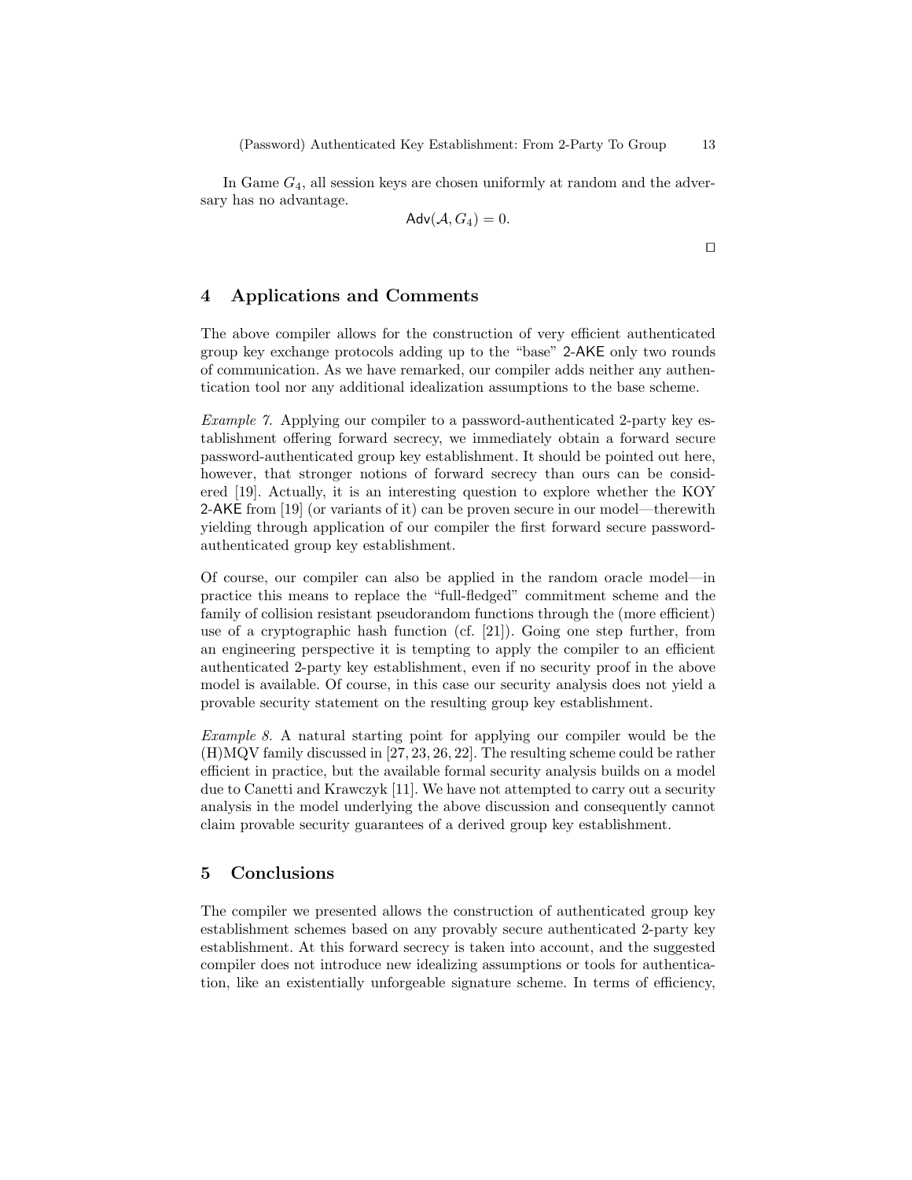In Game $G_4$, all session keys are chosen uniformly at random and the adversary has no advantage.

$$\mathsf{Adv}(\mathcal{A}, G_4) = 0.$$

□

## 4 Applications and Comments

The above compiler allows for the construction of very efficient authenticated group key exchange protocols adding up to the "base" 2-AKE only two rounds of communication. As we have remarked, our compiler adds neither any authentication tool nor any additional idealization assumptions to the base scheme.

*Example 7.* Applying our compiler to a password-authenticated 2-party key establishment offering forward secrecy, we immediately obtain a forward secure password-authenticated group key establishment. It should be pointed out here, however, that stronger notions of forward secrecy than ours can be considered [19]. Actually, it is an interesting question to explore whether the KOY 2-AKE from [19] (or variants of it) can be proven secure in our model—therewith yielding through application of our compiler the first forward secure password-authenticated group key establishment.

Of course, our compiler can also be applied in the random oracle model—in practice this means to replace the "full-fledged" commitment scheme and the family of collision resistant pseudorandom functions through the (more efficient) use of a cryptographic hash function (cf. [21]). Going one step further, from an engineering perspective it is tempting to apply the compiler to an efficient authenticated 2-party key establishment, even if no security proof in the above model is available. Of course, in this case our security analysis does not yield a provable security statement on the resulting group key establishment.

*Example 8.* A natural starting point for applying our compiler would be the (H)MQV family discussed in [27, 23, 26, 22]. The resulting scheme could be rather efficient in practice, but the available formal security analysis builds on a model due to Canetti and Krawczyk [11]. We have not attempted to carry out a security analysis in the model underlying the above discussion and consequently cannot claim provable security guarantees of a derived group key establishment.

## 5 Conclusions

The compiler we presented allows the construction of authenticated group key establishment schemes based on any provably secure authenticated 2-party key establishment. At this forward secrecy is taken into account, and the suggested compiler does not introduce new idealizing assumptions or tools for authentication, like an existentially unforgeable signature scheme. In terms of efficiency,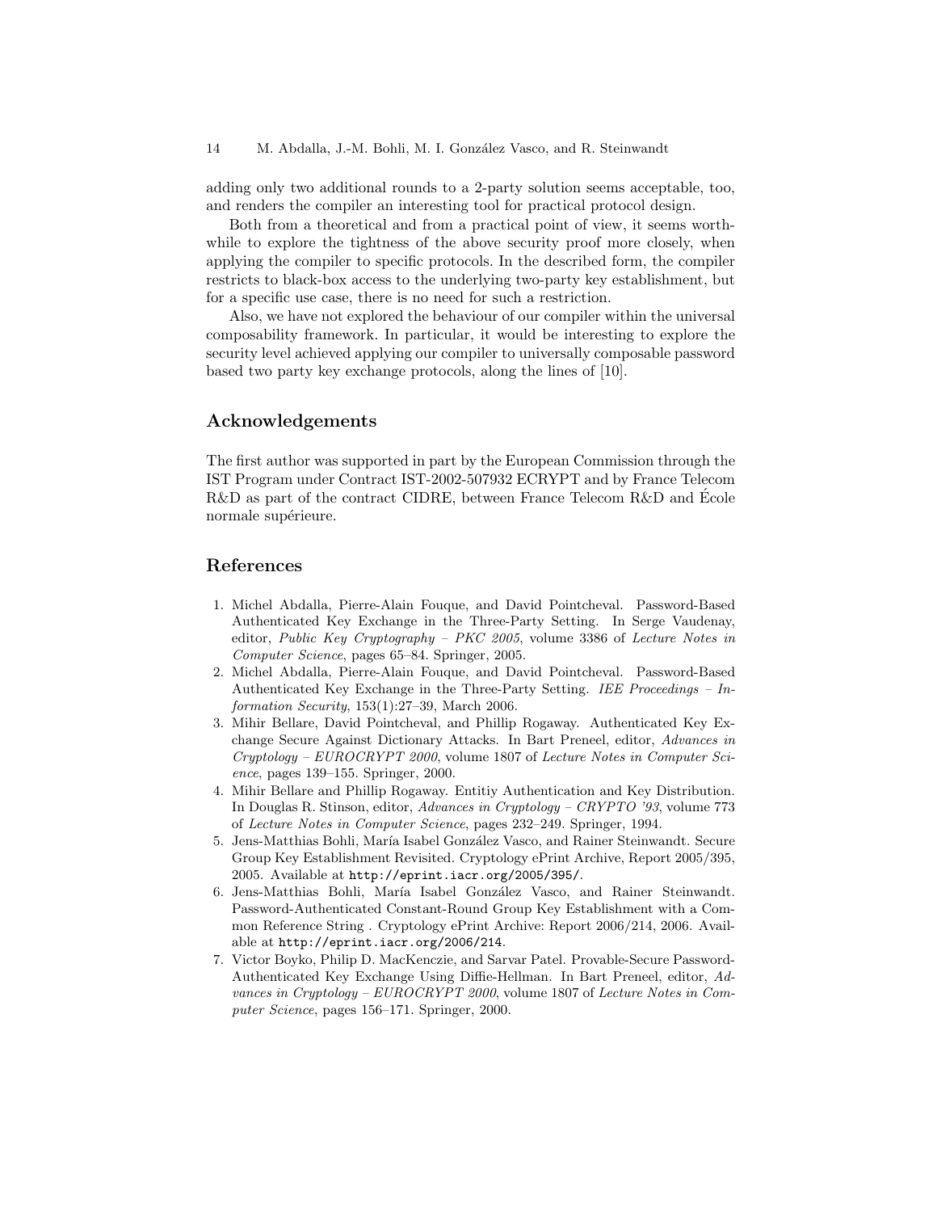adding only two additional rounds to a 2-party solution seems acceptable, too, and renders the compiler an interesting tool for practical protocol design.

Both from a theoretical and from a practical point of view, it seems worthwhile to explore the tightness of the above security proof more closely, when applying the compiler to specific protocols. In the described form, the compiler restricts to black-box access to the underlying two-party key establishment, but for a specific use case, there is no need for such a restriction.

Also, we have not explored the behaviour of our compiler within the universal composability framework. In particular, it would be interesting to explore the security level achieved applying our compiler to universally composable password based two party key exchange protocols, along the lines of [10].

## Acknowledgements

The first author was supported in part by the European Commission through the IST Program under Contract IST-2002-507932 ECRYPT and by France Telecom R&D as part of the contract CIDRE, between France Telecom R&D and École normale supérieure.

## References

1. Michel Abdalla, Pierre-Alain Fouque, and David Pointcheval. Password-Based Authenticated Key Exchange in the Three-Party Setting. In Serge Vaudenay, editor, *Public Key Cryptography – PKC 2005*, volume 3386 of *Lecture Notes in Computer Science*, pages 65–84. Springer, 2005.
2. Michel Abdalla, Pierre-Alain Fouque, and David Pointcheval. Password-Based Authenticated Key Exchange in the Three-Party Setting. *IEE Proceedings – Information Security*, 153(1):27–39, March 2006.
3. Mihir Bellare, David Pointcheval, and Phillip Rogaway. Authenticated Key Exchange Secure Against Dictionary Attacks. In Bart Preneel, editor, *Advances in Cryptology – EUROCRYPT 2000*, volume 1807 of *Lecture Notes in Computer Science*, pages 139–155. Springer, 2000.
4. Mihir Bellare and Phillip Rogaway. Entitiy Authentication and Key Distribution. In Douglas R. Stinson, editor, *Advances in Cryptology – CRYPTO '93*, volume 773 of *Lecture Notes in Computer Science*, pages 232–249. Springer, 1994.
5. Jens-Matthias Bohli, María Isabel González Vasco, and Rainer Steinwandt. Secure Group Key Establishment Revisited. Cryptology ePrint Archive, Report 2005/395, 2005. Available at `http://eprint.iacr.org/2005/395/`.
6. Jens-Matthias Bohli, María Isabel González Vasco, and Rainer Steinwandt. Password-Authenticated Constant-Round Group Key Establishment with a Common Reference String . Cryptology ePrint Archive: Report 2006/214, 2006. Available at `http://eprint.iacr.org/2006/214`.
7. Victor Boyko, Philip D. MacKenczie, and Sarvar Patel. Provable-Secure Password-Authenticated Key Exchange Using Diffie-Hellman. In Bart Preneel, editor, *Advances in Cryptology – EUROCRYPT 2000*, volume 1807 of *Lecture Notes in Computer Science*, pages 156–171. Springer, 2000.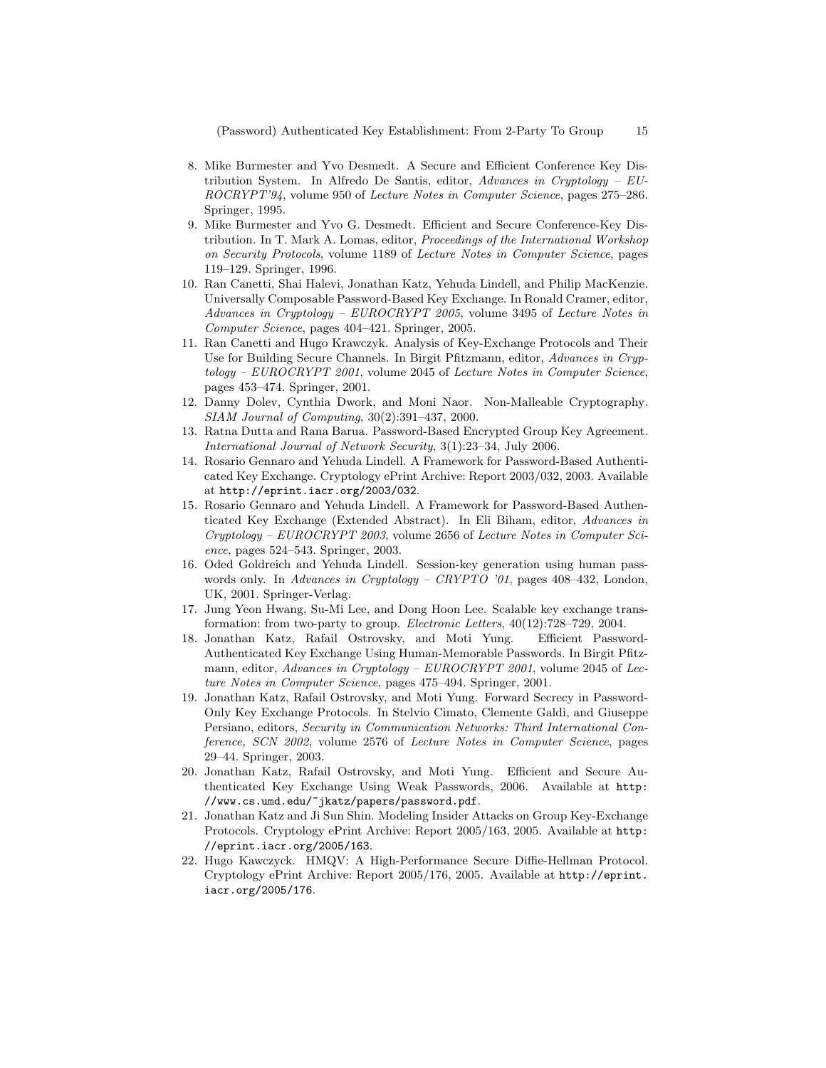8. Mike Burmester and Yvo Desmedt. A Secure and Efficient Conference Key Distribution System. In Alfredo De Santis, editor, *Advances in Cryptology – EUROCRYPT'94*, volume 950 of *Lecture Notes in Computer Science*, pages 275–286. Springer, 1995.
9. Mike Burmester and Yvo G. Desmedt. Efficient and Secure Conference-Key Distribution. In T. Mark A. Lomas, editor, *Proceedings of the International Workshop on Security Protocols*, volume 1189 of *Lecture Notes in Computer Science*, pages 119–129. Springer, 1996.
10. Ran Canetti, Shai Halevi, Jonathan Katz, Yehuda Lindell, and Philip MacKenzie. Universally Composable Password-Based Key Exchange. In Ronald Cramer, editor, *Advances in Cryptology – EUROCRYPT 2005*, volume 3495 of *Lecture Notes in Computer Science*, pages 404–421. Springer, 2005.
11. Ran Canetti and Hugo Krawczyk. Analysis of Key-Exchange Protocols and Their Use for Building Secure Channels. In Birgit Pfitzmann, editor, *Advances in Cryptology – EUROCRYPT 2001*, volume 2045 of *Lecture Notes in Computer Science*, pages 453–474. Springer, 2001.
12. Danny Dolev, Cynthia Dwork, and Moni Naor. Non-Malleable Cryptography. *SIAM Journal of Computing*, 30(2):391–437, 2000.
13. Ratna Dutta and Rana Barua. Password-Based Encrypted Group Key Agreement. *International Journal of Network Security*, 3(1):23–34, July 2006.
14. Rosario Gennaro and Yehuda Lindell. A Framework for Password-Based Authenticated Key Exchange. Cryptology ePrint Archive: Report 2003/032, 2003. Available at http://eprint.iacr.org/2003/032.
15. Rosario Gennaro and Yehuda Lindell. A Framework for Password-Based Authenticated Key Exchange (Extended Abstract). In Eli Biham, editor, *Advances in Cryptology – EUROCRYPT 2003*, volume 2656 of *Lecture Notes in Computer Science*, pages 524–543. Springer, 2003.
16. Oded Goldreich and Yehuda Lindell. Session-key generation using human passwords only. In *Advances in Cryptology – CRYPTO '01*, pages 408–432, London, UK, 2001. Springer-Verlag.
17. Jung Yeon Hwang, Su-Mi Lee, and Dong Hoon Lee. Scalable key exchange transformation: from two-party to group. *Electronic Letters*, 40(12):728–729, 2004.
18. Jonathan Katz, Rafail Ostrovsky, and Moti Yung. Efficient Password-Authenticated Key Exchange Using Human-Memorable Passwords. In Birgit Pfitzmann, editor, *Advances in Cryptology – EUROCRYPT 2001*, volume 2045 of *Lecture Notes in Computer Science*, pages 475–494. Springer, 2001.
19. Jonathan Katz, Rafail Ostrovsky, and Moti Yung. Forward Secrecy in Password-Only Key Exchange Protocols. In Stelvio Cimato, Clemente Galdi, and Giuseppe Persiano, editors, *Security in Communication Networks: Third International Conference, SCN 2002*, volume 2576 of *Lecture Notes in Computer Science*, pages 29–44. Springer, 2003.
20. Jonathan Katz, Rafail Ostrovsky, and Moti Yung. Efficient and Secure Authenticated Key Exchange Using Weak Passwords, 2006. Available at http://www.cs.umd.edu/~jkatz/papers/password.pdf.
21. Jonathan Katz and Ji Sun Shin. Modeling Insider Attacks on Group Key-Exchange Protocols. Cryptology ePrint Archive: Report 2005/163, 2005. Available at http://eprint.iacr.org/2005/163.
22. Hugo Kawczyck. HMQV: A High-Performance Secure Diffie-Hellman Protocol. Cryptology ePrint Archive: Report 2005/176, 2005. Available at http://eprint.iacr.org/2005/176.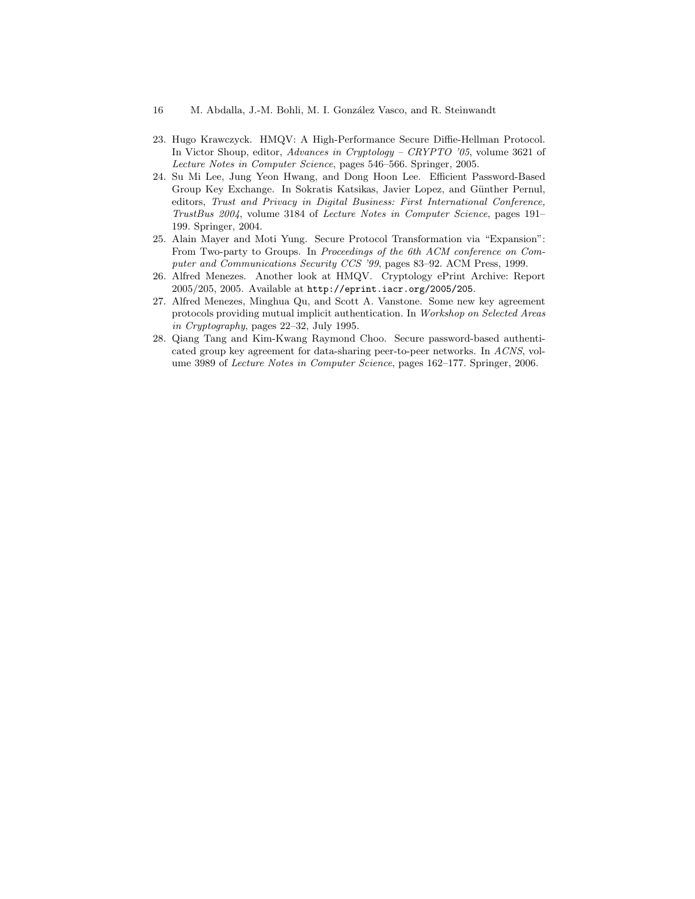23. Hugo Krawczyck. HMQV: A High-Performance Secure Diffie-Hellman Protocol. In Victor Shoup, editor, *Advances in Cryptology – CRYPTO '05*, volume 3621 of *Lecture Notes in Computer Science*, pages 546–566. Springer, 2005.
24. Su Mi Lee, Jung Yeon Hwang, and Dong Hoon Lee. Efficient Password-Based Group Key Exchange. In Sokratis Katsikas, Javier Lopez, and Günther Pernul, editors, *Trust and Privacy in Digital Business: First International Conference, TrustBus 2004*, volume 3184 of *Lecture Notes in Computer Science*, pages 191–199. Springer, 2004.
25. Alain Mayer and Moti Yung. Secure Protocol Transformation via "Expansion": From Two-party to Groups. In *Proceedings of the 6th ACM conference on Computer and Communications Security CCS '99*, pages 83–92. ACM Press, 1999.
26. Alfred Menezes. Another look at HMQV. Cryptology ePrint Archive: Report 2005/205, 2005. Available at `http://eprint.iacr.org/2005/205`.
27. Alfred Menezes, Minghua Qu, and Scott A. Vanstone. Some new key agreement protocols providing mutual implicit authentication. In *Workshop on Selected Areas in Cryptography*, pages 22–32, July 1995.
28. Qiang Tang and Kim-Kwang Raymond Choo. Secure password-based authenticated group key agreement for data-sharing peer-to-peer networks. In *ACNS*, volume 3989 of *Lecture Notes in Computer Science*, pages 162–177. Springer, 2006.